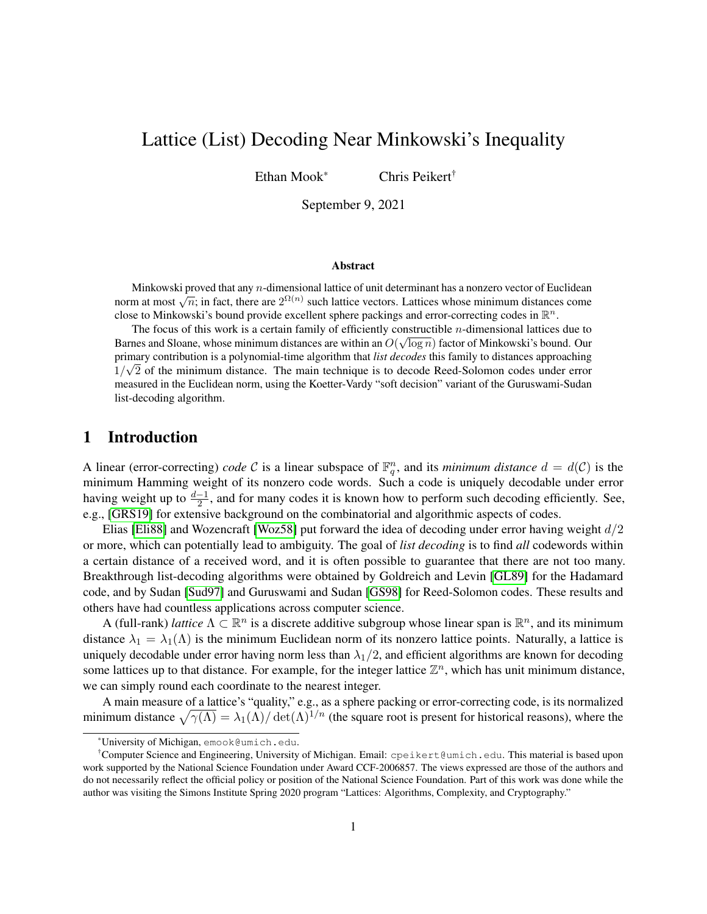# Lattice (List) Decoding Near Minkowski's Inequality

Ethan Mook[*] Chris Peikert[†]

September 9, 2021

### Abstract

Minkowski proved that any $n$-dimensional lattice of unit determinant has a nonzero vector of Euclidean norm at most $\sqrt{n}$; in fact, there are $2^{\Omega(n)}$ such lattice vectors. Lattices whose minimum distances come close to Minkowski's bound provide excellent sphere packings and error-correcting codes in $\mathbb{R}^n$.

The focus of this work is a certain family of efficiently constructible $n$-dimensional lattices due to Barnes and Sloane, whose minimum distances are within an $O(\sqrt{\log n})$ factor of Minkowski's bound. Our primary contribution is a polynomial-time algorithm that *list decodes* this family to distances approaching $1/\sqrt{2}$ of the minimum distance. The main technique is to decode Reed-Solomon codes under error measured in the Euclidean norm, using the Koetter-Vardy "soft decision" variant of the Guruswami-Sudan list-decoding algorithm.

## 1 Introduction

A linear (error-correcting) *code* $\mathcal{C}$ is a linear subspace of $\mathbb{F}_q^n$, and its *minimum distance* $d = d(\mathcal{C})$ is the minimum Hamming weight of its nonzero code words. Such a code is uniquely decodable under error having weight up to $\frac{d-1}{2}$, and for many codes it is known how to perform such decoding efficiently. See, e.g., [GRS19] for extensive background on the combinatorial and algorithmic aspects of codes.

Elias [Eli88] and Wozencraft [Woz58] put forward the idea of decoding under error having weight $d/2$ or more, which can potentially lead to ambiguity. The goal of *list decoding* is to find *all* codewords within a certain distance of a received word, and it is often possible to guarantee that there are not too many. Breakthrough list-decoding algorithms were obtained by Goldreich and Levin [GL89] for the Hadamard code, and by Sudan [Sud97] and Guruswami and Sudan [GS98] for Reed-Solomon codes. These results and others have had countless applications across computer science.

A (full-rank) *lattice* $\Lambda \subset \mathbb{R}^n$ is a discrete additive subgroup whose linear span is $\mathbb{R}^n$, and its minimum distance $\lambda_1 = \lambda_1(\Lambda)$ is the minimum Euclidean norm of its nonzero lattice points. Naturally, a lattice is uniquely decodable under error having norm less than $\lambda_1/2$, and efficient algorithms are known for decoding some lattices up to that distance. For example, for the integer lattice $\mathbb{Z}^n$, which has unit minimum distance, we can simply round each coordinate to the nearest integer.

A main measure of a lattice's "quality," e.g., as a sphere packing or error-correcting code, is its normalized minimum distance $\sqrt{\gamma(\Lambda)} = \lambda_1(\Lambda)/\det(\Lambda)^{1/n}$ (the square root is present for historical reasons), where the

---

[*] University of Michigan, emook@umich.edu.

[†] Computer Science and Engineering, University of Michigan. Email: cpeikert@umich.edu. This material is based upon work supported by the National Science Foundation under Award CCF-2006857. The views expressed are those of the authors and do not necessarily reflect the official policy or position of the National Science Foundation. Part of this work was done while the author was visiting the Simons Institute Spring 2020 program "Lattices: Algorithms, Complexity, and Cryptography."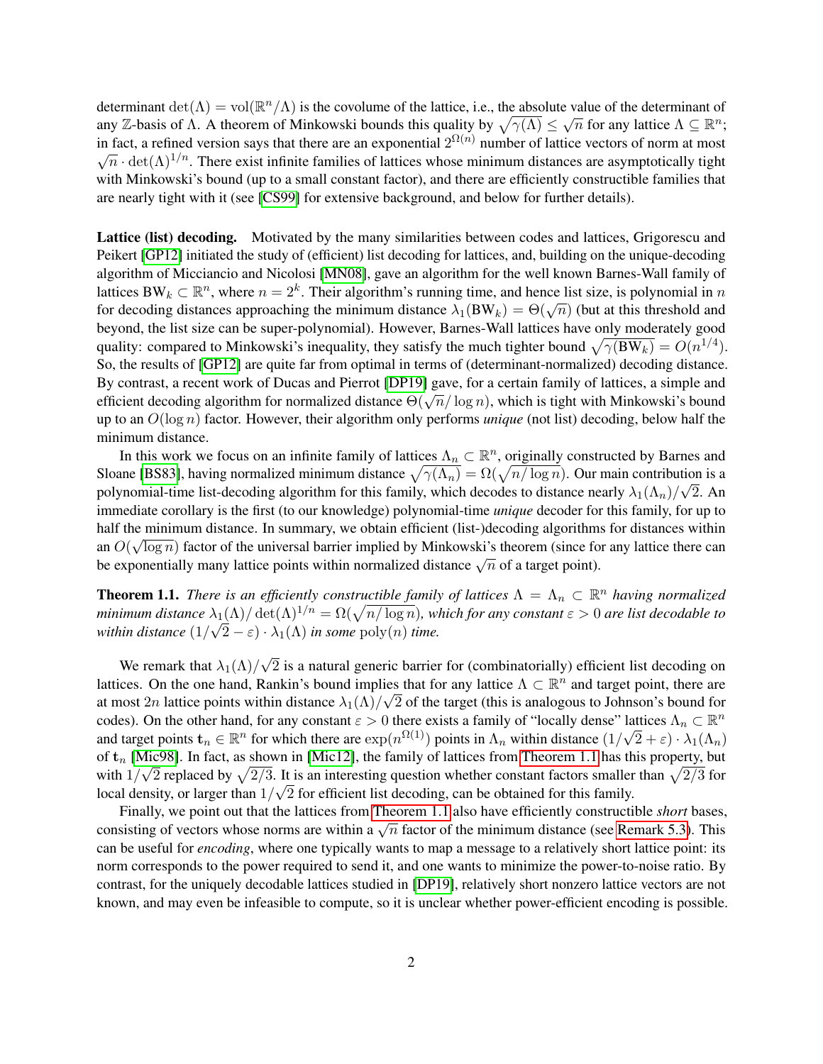determinant $\det(\Lambda) = \text{vol}(\mathbb{R}^n/\Lambda)$ is the covolume of the lattice, i.e., the absolute value of the determinant of any $\mathbb{Z}$-basis of $\Lambda$. A theorem of Minkowski bounds this quality by $\sqrt{\gamma(\Lambda)} \leq \sqrt{n}$ for any lattice $\Lambda \subseteq \mathbb{R}^n$; in fact, a refined version says that there are an exponential $2^{\Omega(n)}$ number of lattice vectors of norm at most $\sqrt{n} \cdot \det(\Lambda)^{1/n}$. There exist infinite families of lattices whose minimum distances are asymptotically tight with Minkowski's bound (up to a small constant factor), and there are efficiently constructible families that are nearly tight with it (see [CS99] for extensive background, and below for further details).

**Lattice (list) decoding.** Motivated by the many similarities between codes and lattices, Grigorescu and Peikert [GP12] initiated the study of (efficient) list decoding for lattices, and, building on the unique-decoding algorithm of Micciancio and Nicolosi [MN08], gave an algorithm for the well known Barnes-Wall family of lattices $\text{BW}_k \subset \mathbb{R}^n$, where $n = 2^k$. Their algorithm's running time, and hence list size, is polynomial in $n$ for decoding distances approaching the minimum distance $\lambda_1(\text{BW}_k) = \Theta(\sqrt{n})$ (but at this threshold and beyond, the list size can be super-polynomial). However, Barnes-Wall lattices have only moderately good quality: compared to Minkowski's inequality, they satisfy the much tighter bound $\sqrt{\gamma(\text{BW}_k)} = O(n^{1/4})$. So, the results of [GP12] are quite far from optimal in terms of (determinant-normalized) decoding distance. By contrast, a recent work of Ducas and Pierrot [DP19] gave, for a certain family of lattices, a simple and efficient decoding algorithm for normalized distance $\Theta(\sqrt{n}/\log n)$, which is tight with Minkowski's bound up to an $O(\log n)$ factor. However, their algorithm only performs *unique* (not list) decoding, below half the minimum distance.

In this work we focus on an infinite family of lattices $\Lambda_n \subset \mathbb{R}^n$, originally constructed by Barnes and Sloane [BS83], having normalized minimum distance $\sqrt{\gamma(\Lambda_n)} = \Omega(\sqrt{n/\log n})$. Our main contribution is a polynomial-time list-decoding algorithm for this family, which decodes to distance nearly $\lambda_1(\Lambda_n)/\sqrt{2}$. An immediate corollary is the first (to our knowledge) polynomial-time *unique* decoder for this family, for up to half the minimum distance. In summary, we obtain efficient (list-)decoding algorithms for distances within an $O(\sqrt{\log n})$ factor of the universal barrier implied by Minkowski's theorem (since for any lattice there can be exponentially many lattice points within normalized distance $\sqrt{n}$ of a target point).

**Theorem 1.1.** *There is an efficiently constructible family of lattices $\Lambda = \Lambda_n \subset \mathbb{R}^n$ having normalized minimum distance $\lambda_1(\Lambda)/\det(\Lambda)^{1/n} = \Omega(\sqrt{n/\log n})$, which for any constant $\varepsilon > 0$ are list decodable to within distance $(1/\sqrt{2} - \varepsilon) \cdot \lambda_1(\Lambda)$ in some $\text{poly}(n)$ time.*

We remark that $\lambda_1(\Lambda)/\sqrt{2}$ is a natural generic barrier for (combinatorially) efficient list decoding on lattices. On the one hand, Rankin's bound implies that for any lattice $\Lambda \subset \mathbb{R}^n$ and target point, there are at most $2n$ lattice points within distance $\lambda_1(\Lambda)/\sqrt{2}$ of the target (this is analogous to Johnson's bound for codes). On the other hand, for any constant $\varepsilon > 0$ there exists a family of "locally dense" lattices $\Lambda_n \subset \mathbb{R}^n$ and target points $\mathbf{t}_n \in \mathbb{R}^n$ for which there are $\exp(n^{\Omega(1)})$ points in $\Lambda_n$ within distance $(1/\sqrt{2} + \varepsilon) \cdot \lambda_1(\Lambda_n)$ of $\mathbf{t}_n$ [Mic98]. In fact, as shown in [Mic12], the family of lattices from Theorem 1.1 has this property, but with $1/\sqrt{2}$ replaced by $\sqrt{2/3}$. It is an interesting question whether constant factors smaller than $\sqrt{2/3}$ for local density, or larger than $1/\sqrt{2}$ for efficient list decoding, can be obtained for this family.

Finally, we point out that the lattices from Theorem 1.1 also have efficiently constructible *short* bases, consisting of vectors whose norms are within a $\sqrt{n}$ factor of the minimum distance (see Remark 5.3). This can be useful for *encoding*, where one typically wants to map a message to a relatively short lattice point: its norm corresponds to the power required to send it, and one wants to minimize the power-to-noise ratio. By contrast, for the uniquely decodable lattices studied in [DP19], relatively short nonzero lattice vectors are not known, and may even be infeasible to compute, so it is unclear whether power-efficient encoding is possible.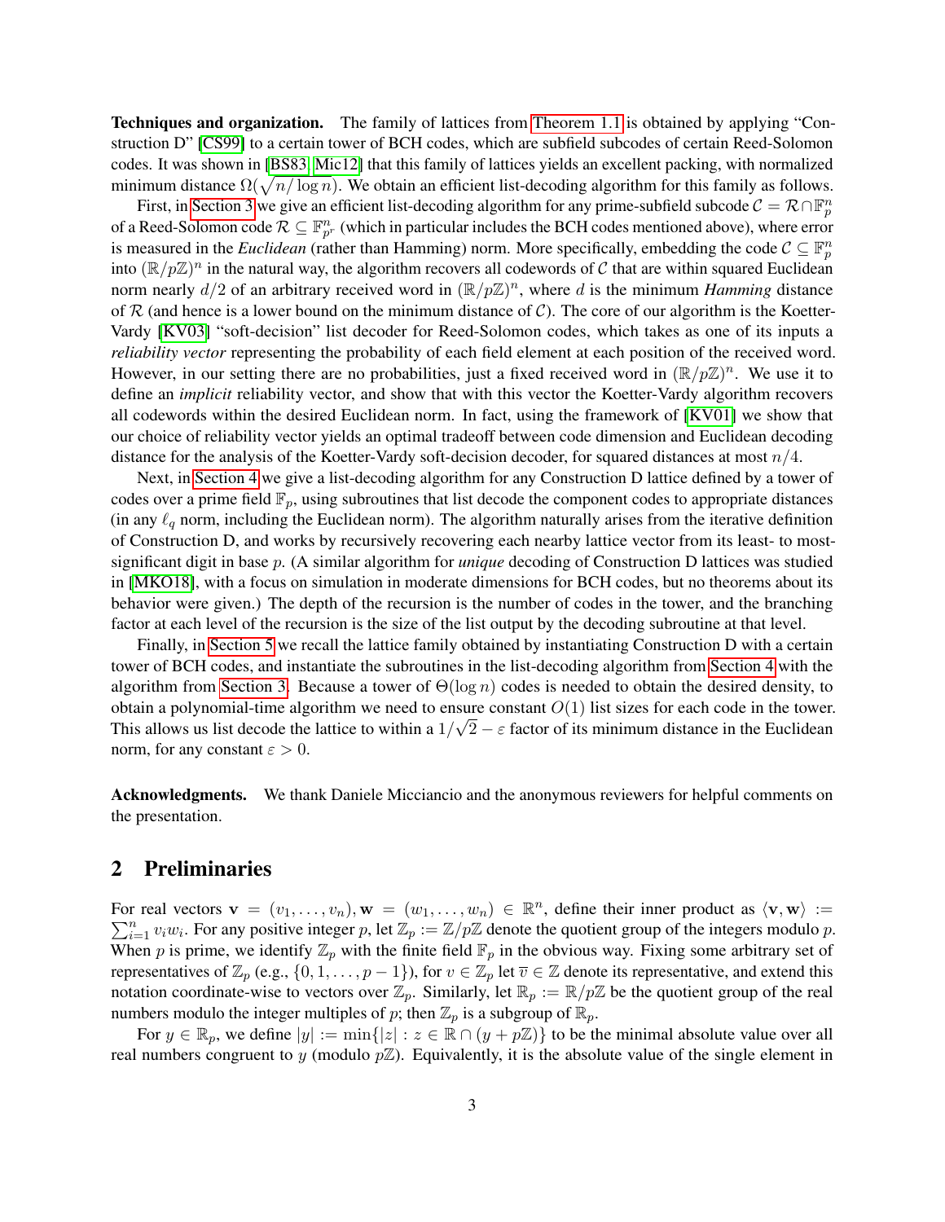**Techniques and organization.** The family of lattices from Theorem 1.1 is obtained by applying "Construction D" [CS99] to a certain tower of BCH codes, which are subfield subcodes of certain Reed-Solomon codes. It was shown in [BS83, Mic12] that this family of lattices yields an excellent packing, with normalized minimum distance $\Omega(\sqrt{n/\log n})$. We obtain an efficient list-decoding algorithm for this family as follows.

First, in Section 3 we give an efficient list-decoding algorithm for any prime-subfield subcode $\mathcal{C} = \mathcal{R} \cap \mathbb{F}_p^n$ of a Reed-Solomon code $\mathcal{R} \subseteq \mathbb{F}_{p^r}^n$ (which in particular includes the BCH codes mentioned above), where error is measured in the *Euclidean* (rather than Hamming) norm. More specifically, embedding the code $\mathcal{C} \subseteq \mathbb{F}_p^n$ into $(\mathbb{R}/p\mathbb{Z})^n$ in the natural way, the algorithm recovers all codewords of $\mathcal{C}$ that are within squared Euclidean norm nearly $d/2$ of an arbitrary received word in $(\mathbb{R}/p\mathbb{Z})^n$, where $d$ is the minimum *Hamming* distance of $\mathcal{R}$ (and hence is a lower bound on the minimum distance of $\mathcal{C}$). The core of our algorithm is the Koetter-Vardy [KV03] "soft-decision" list decoder for Reed-Solomon codes, which takes as one of its inputs a *reliability vector* representing the probability of each field element at each position of the received word. However, in our setting there are no probabilities, just a fixed received word in $(\mathbb{R}/p\mathbb{Z})^n$. We use it to define an *implicit* reliability vector, and show that with this vector the Koetter-Vardy algorithm recovers all codewords within the desired Euclidean norm. In fact, using the framework of [KV01] we show that our choice of reliability vector yields an optimal tradeoff between code dimension and Euclidean decoding distance for the analysis of the Koetter-Vardy soft-decision decoder, for squared distances at most $n/4$.

Next, in Section 4 we give a list-decoding algorithm for any Construction D lattice defined by a tower of codes over a prime field $\mathbb{F}_p$, using subroutines that list decode the component codes to appropriate distances (in any $\ell_q$ norm, including the Euclidean norm). The algorithm naturally arises from the iterative definition of Construction D, and works by recursively recovering each nearby lattice vector from its least- to most-significant digit in base $p$. (A similar algorithm for *unique* decoding of Construction D lattices was studied in [MKO18], with a focus on simulation in moderate dimensions for BCH codes, but no theorems about its behavior were given.) The depth of the recursion is the number of codes in the tower, and the branching factor at each level of the recursion is the size of the list output by the decoding subroutine at that level.

Finally, in Section 5 we recall the lattice family obtained by instantiating Construction D with a certain tower of BCH codes, and instantiate the subroutines in the list-decoding algorithm from Section 4 with the algorithm from Section 3. Because a tower of $\Theta(\log n)$ codes is needed to obtain the desired density, to obtain a polynomial-time algorithm we need to ensure constant $O(1)$ list sizes for each code in the tower. This allows us list decode the lattice to within a $1/\sqrt{2} - \varepsilon$ factor of its minimum distance in the Euclidean norm, for any constant $\varepsilon > 0$.

**Acknowledgments.** We thank Daniele Micciancio and the anonymous reviewers for helpful comments on the presentation.

## 2 Preliminaries

For real vectors $\mathbf{v} = (v_1, \ldots, v_n), \mathbf{w} = (w_1, \ldots, w_n) \in \mathbb{R}^n$, define their inner product as $\langle \mathbf{v}, \mathbf{w} \rangle := \sum_{i=1}^n v_i w_i$. For any positive integer $p$, let $\mathbb{Z}_p := \mathbb{Z}/p\mathbb{Z}$ denote the quotient group of the integers modulo $p$. When $p$ is prime, we identify $\mathbb{Z}_p$ with the finite field $\mathbb{F}_p$ in the obvious way. Fixing some arbitrary set of representatives of $\mathbb{Z}_p$ (e.g., $\{0, 1, \ldots, p-1\}$), for $v \in \mathbb{Z}_p$ let $\overline{v} \in \mathbb{Z}$ denote its representative, and extend this notation coordinate-wise to vectors over $\mathbb{Z}_p$. Similarly, let $\mathbb{R}_p := \mathbb{R}/p\mathbb{Z}$ be the quotient group of the real numbers modulo the integer multiples of $p$; then $\mathbb{Z}_p$ is a subgroup of $\mathbb{R}_p$.

For $y \in \mathbb{R}_p$, we define $|y| := \min\{|z| : z \in \mathbb{R} \cap (y + p\mathbb{Z})\}$ to be the minimal absolute value over all real numbers congruent to $y$ (modulo $p\mathbb{Z}$). Equivalently, it is the absolute value of the single element in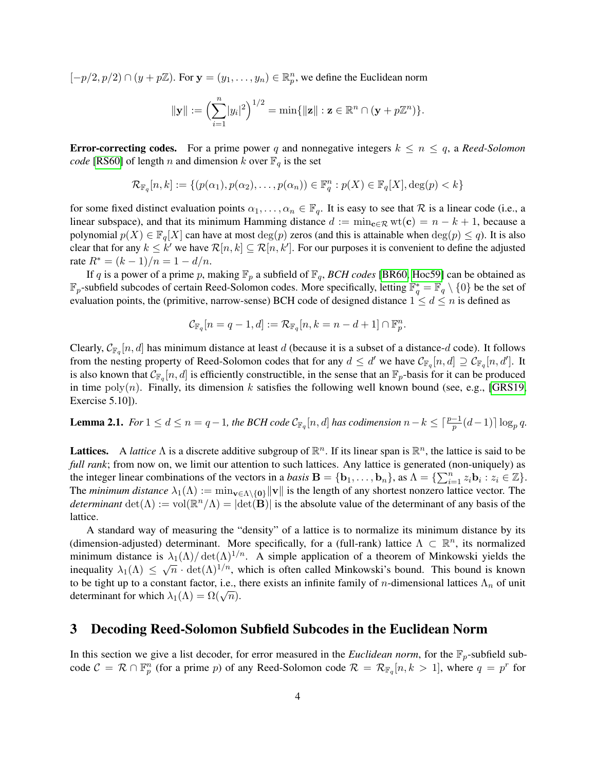$[-p/2, p/2) \cap (y + p\mathbb{Z})$. For $\mathbf{y} = (y_1, \ldots, y_n) \in \mathbb{R}_p^n$, we define the Euclidean norm

$$\|\mathbf{y}\| := \Big(\sum_{i=1}^{n} |y_i|^2\Big)^{1/2} = \min\{\|\mathbf{z}\| : \mathbf{z} \in \mathbb{R}^n \cap (\mathbf{y} + p\mathbb{Z}^n)\}.$$

**Error-correcting codes.** For a prime power $q$ and nonnegative integers $k \le n \le q$, a *Reed-Solomon code* [RS60] of length $n$ and dimension $k$ over $\mathbb{F}_q$ is the set

$$\mathcal{R}_{\mathbb{F}_q}[n,k] := \{(p(\alpha_1), p(\alpha_2), \ldots, p(\alpha_n)) \in \mathbb{F}_q^n : p(X) \in \mathbb{F}_q[X], \deg(p) < k\}$$

for some fixed distinct evaluation points $\alpha_1, \ldots, \alpha_n \in \mathbb{F}_q$. It is easy to see that $\mathcal{R}$ is a linear code (i.e., a linear subspace), and that its minimum Hamming distance $d := \min_{\mathbf{c} \in \mathcal{R}} \mathrm{wt}(\mathbf{c}) = n - k + 1$, because a polynomial $p(X) \in \mathbb{F}_q[X]$ can have at most $\deg(p)$ zeros (and this is attainable when $\deg(p) \le q$). It is also clear that for any $k \le k'$ we have $\mathcal{R}[n,k] \subseteq \mathcal{R}[n,k']$. For our purposes it is convenient to define the adjusted rate $R^* = (k-1)/n = 1 - d/n$.

If $q$ is a power of a prime $p$, making $\mathbb{F}_p$ a subfield of $\mathbb{F}_q$, *BCH codes* [BR60, Hoc59] can be obtained as $\mathbb{F}_p$-subfield subcodes of certain Reed-Solomon codes. More specifically, letting $\mathbb{F}_q^* = \mathbb{F}_q \setminus \{0\}$ be the set of evaluation points, the (primitive, narrow-sense) BCH code of designed distance $1 \le d \le n$ is defined as

$$\mathcal{C}_{\mathbb{F}_q}[n = q-1, d] := \mathcal{R}_{\mathbb{F}_q}[n, k = n - d + 1] \cap \mathbb{F}_p^n.$$

Clearly, $\mathcal{C}_{\mathbb{F}_q}[n,d]$ has minimum distance at least $d$ (because it is a subset of a distance-$d$ code). It follows from the nesting property of Reed-Solomon codes that for any $d \le d'$ we have $\mathcal{C}_{\mathbb{F}_q}[n,d] \supseteq \mathcal{C}_{\mathbb{F}_q}[n,d']$. It is also known that $\mathcal{C}_{\mathbb{F}_q}[n,d]$ is efficiently constructible, in the sense that an $\mathbb{F}_p$-basis for it can be produced in time $\mathrm{poly}(n)$. Finally, its dimension $k$ satisfies the following well known bound (see, e.g., [GRS19, Exercise 5.10]).

**Lemma 2.1.** *For $1 \le d \le n = q-1$, the BCH code $\mathcal{C}_{\mathbb{F}_q}[n,d]$ has codimension $n - k \le \lceil \frac{p-1}{p}(d-1) \rceil \log_p q$.*

**Lattices.** A *lattice* $\Lambda$ is a discrete additive subgroup of $\mathbb{R}^n$. If its linear span is $\mathbb{R}^n$, the lattice is said to be *full rank*; from now on, we limit our attention to such lattices. Any lattice is generated (non-uniquely) as the integer linear combinations of the vectors in a *basis* $\mathbf{B} = \{\mathbf{b}_1, \ldots, \mathbf{b}_n\}$, as $\Lambda = \{\sum_{i=1}^n z_i \mathbf{b}_i : z_i \in \mathbb{Z}\}$. The *minimum distance* $\lambda_1(\Lambda) := \min_{\mathbf{v} \in \Lambda \setminus \{\mathbf{0}\}} \|\mathbf{v}\|$ is the length of any shortest nonzero lattice vector. The *determinant* $\det(\Lambda) := \mathrm{vol}(\mathbb{R}^n/\Lambda) = |\det(\mathbf{B})|$ is the absolute value of the determinant of any basis of the lattice.

A standard way of measuring the "density" of a lattice is to normalize its minimum distance by its (dimension-adjusted) determinant. More specifically, for a (full-rank) lattice $\Lambda \subset \mathbb{R}^n$, its normalized minimum distance is $\lambda_1(\Lambda)/\det(\Lambda)^{1/n}$. A simple application of a theorem of Minkowski yields the inequality $\lambda_1(\Lambda) \le \sqrt{n} \cdot \det(\Lambda)^{1/n}$, which is often called Minkowski's bound. This bound is known to be tight up to a constant factor, i.e., there exists an infinite family of $n$-dimensional lattices $\Lambda_n$ of unit determinant for which $\lambda_1(\Lambda) = \Omega(\sqrt{n})$.

# 3 Decoding Reed-Solomon Subfield Subcodes in the Euclidean Norm

In this section we give a list decoder, for error measured in the *Euclidean norm*, for the $\mathbb{F}_p$-subfield subcode $\mathcal{C} = \mathcal{R} \cap \mathbb{F}_p^n$ (for a prime $p$) of any Reed-Solomon code $\mathcal{R} = \mathcal{R}_{\mathbb{F}_q}[n, k > 1]$, where $q = p^r$ for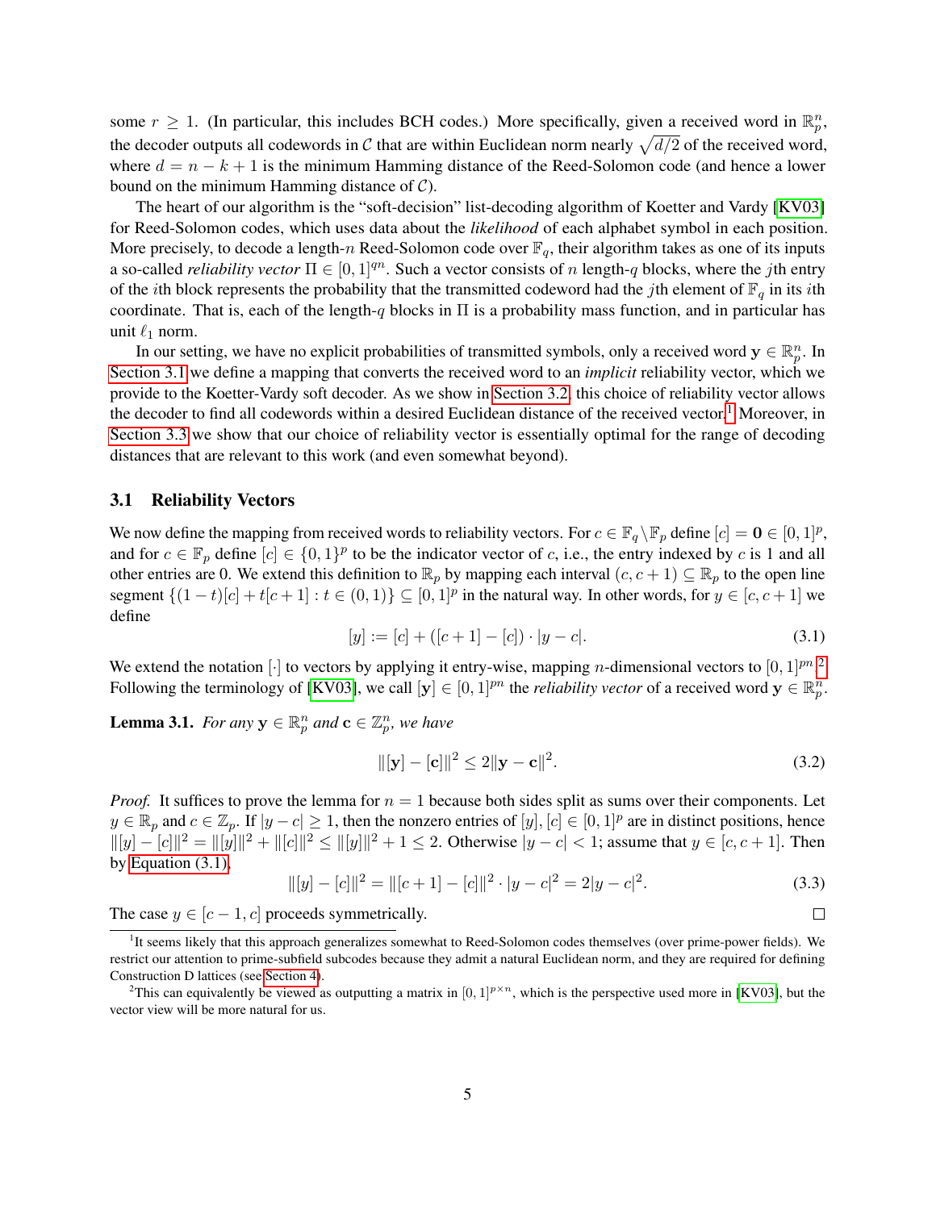some $r \geq 1$. (In particular, this includes BCH codes.) More specifically, given a received word in $\mathbb{R}_p^n$, the decoder outputs all codewords in $\mathcal{C}$ that are within Euclidean norm nearly $\sqrt{d/2}$ of the received word, where $d = n - k + 1$ is the minimum Hamming distance of the Reed-Solomon code (and hence a lower bound on the minimum Hamming distance of $\mathcal{C}$).

The heart of our algorithm is the "soft-decision" list-decoding algorithm of Koetter and Vardy [KV03] for Reed-Solomon codes, which uses data about the *likelihood* of each alphabet symbol in each position. More precisely, to decode a length-$n$ Reed-Solomon code over $\mathbb{F}_q$, their algorithm takes as one of its inputs a so-called *reliability vector* $\Pi \in [0, 1]^{qn}$. Such a vector consists of $n$ length-$q$ blocks, where the $j$th entry of the $i$th block represents the probability that the transmitted codeword had the $j$th element of $\mathbb{F}_q$ in its $i$th coordinate. That is, each of the length-$q$ blocks in $\Pi$ is a probability mass function, and in particular has unit $\ell_1$ norm.

In our setting, we have no explicit probabilities of transmitted symbols, only a received word $\mathbf{y} \in \mathbb{R}_p^n$. In Section 3.1 we define a mapping that converts the received word to an *implicit* reliability vector, which we provide to the Koetter-Vardy soft decoder. As we show in Section 3.2, this choice of reliability vector allows the decoder to find all codewords within a desired Euclidean distance of the received vector.[1] Moreover, in Section 3.3 we show that our choice of reliability vector is essentially optimal for the range of decoding distances that are relevant to this work (and even somewhat beyond).

### 3.1 Reliability Vectors

We now define the mapping from received words to reliability vectors. For $c \in \mathbb{F}_q \setminus \mathbb{F}_p$ define $[c] = \mathbf{0} \in [0, 1]^p$, and for $c \in \mathbb{F}_p$ define $[c] \in \{0, 1\}^p$ to be the indicator vector of $c$, i.e., the entry indexed by $c$ is 1 and all other entries are 0. We extend this definition to $\mathbb{R}_p$ by mapping each interval $(c, c + 1) \subseteq \mathbb{R}_p$ to the open line segment $\{(1 - t)[c] + t[c + 1] : t \in (0, 1)\} \subseteq [0, 1]^p$ in the natural way. In other words, for $y \in [c, c + 1]$ we define

$$[y] := [c] + ([c + 1] - [c]) \cdot |y - c|. \tag{3.1}$$

We extend the notation $[\cdot]$ to vectors by applying it entry-wise, mapping $n$-dimensional vectors to $[0, 1]^{pn}$.[2] Following the terminology of [KV03], we call $[\mathbf{y}] \in [0, 1]^{pn}$ the *reliability vector* of a received word $\mathbf{y} \in \mathbb{R}_p^n$.

**Lemma 3.1.** *For any $\mathbf{y} \in \mathbb{R}_p^n$ and $\mathbf{c} \in \mathbb{Z}_p^n$, we have*

$$\|[\mathbf{y}] - [\mathbf{c}]\|^2 \leq 2\|\mathbf{y} - \mathbf{c}\|^2. \tag{3.2}$$

*Proof.* It suffices to prove the lemma for $n = 1$ because both sides split as sums over their components. Let $y \in \mathbb{R}_p$ and $c \in \mathbb{Z}_p$. If $|y - c| \geq 1$, then the nonzero entries of $[y], [c] \in [0, 1]^p$ are in distinct positions, hence $\|[y] - [c]\|^2 = \|[y]\|^2 + \|[c]\|^2 \leq \|[y]\|^2 + 1 \leq 2$. Otherwise $|y - c| < 1$; assume that $y \in [c, c + 1]$. Then by Equation (3.1),

$$\|[y] - [c]\|^2 = \|[c + 1] - [c]\|^2 \cdot |y - c|^2 = 2|y - c|^2. \tag{3.3}$$

The case $y \in [c - 1, c]$ proceeds symmetrically. $\square$

---

[1] It seems likely that this approach generalizes somewhat to Reed-Solomon codes themselves (over prime-power fields). We restrict our attention to prime-subfield subcodes because they admit a natural Euclidean norm, and they are required for defining Construction D lattices (see Section 4).

[2] This can equivalently be viewed as outputting a matrix in $[0, 1]^{p \times n}$, which is the perspective used more in [KV03], but the vector view will be more natural for us.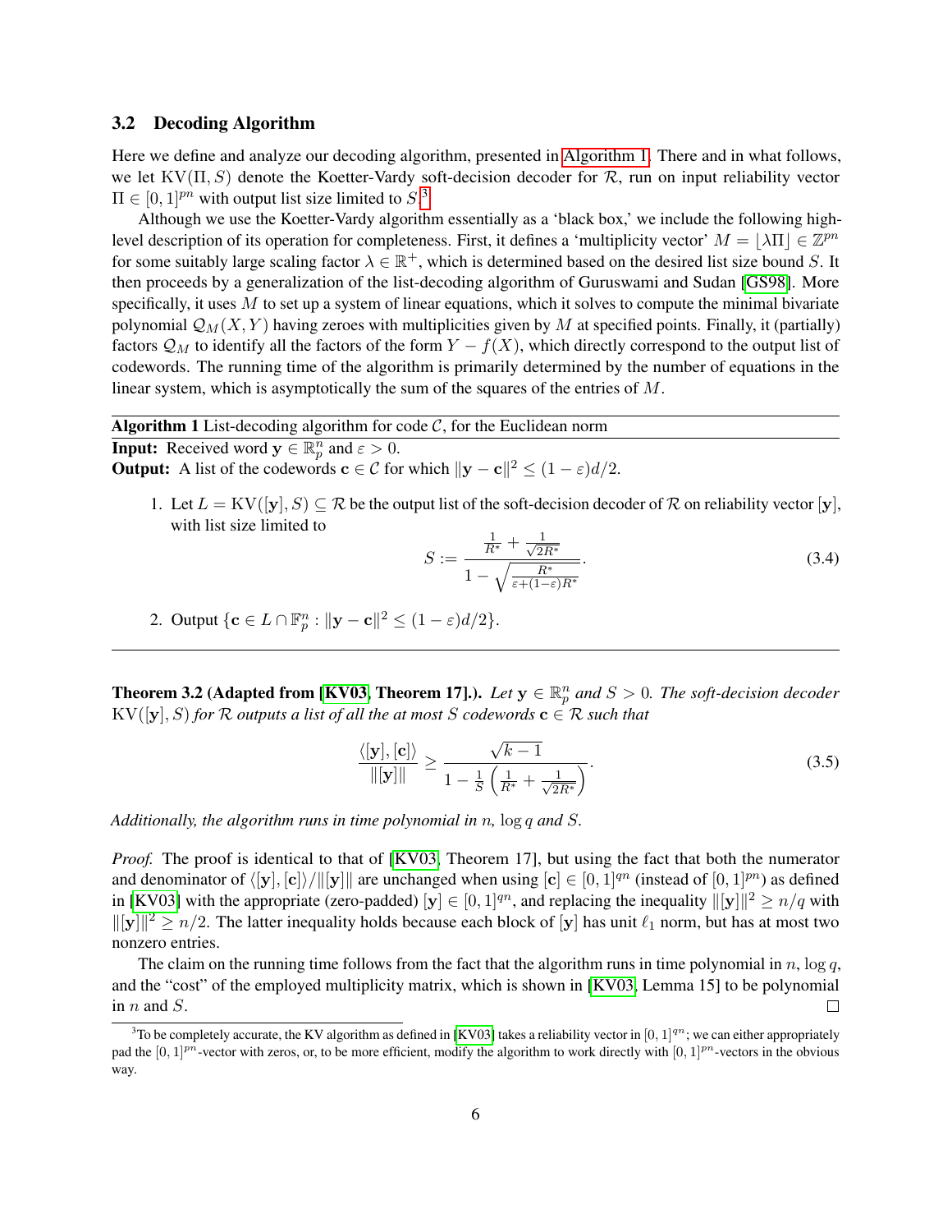### 3.2 Decoding Algorithm

Here we define and analyze our decoding algorithm, presented in Algorithm 1. There and in what follows, we let $\mathrm{KV}(\Pi, S)$ denote the Koetter-Vardy soft-decision decoder for $\mathcal{R}$, run on input reliability vector $\Pi \in [0,1]^{pn}$ with output list size limited to $S$.[3]

Although we use the Koetter-Vardy algorithm essentially as a 'black box,' we include the following high-level description of its operation for completeness. First, it defines a 'multiplicity vector' $M = \lfloor \lambda \Pi \rfloor \in \mathbb{Z}^{pn}$ for some suitably large scaling factor $\lambda \in \mathbb{R}^+$, which is determined based on the desired list size bound $S$. It then proceeds by a generalization of the list-decoding algorithm of Guruswami and Sudan [GS98]. More specifically, it uses $M$ to set up a system of linear equations, which it solves to compute the minimal bivariate polynomial $\mathcal{Q}_M(X, Y)$ having zeroes with multiplicities given by $M$ at specified points. Finally, it (partially) factors $\mathcal{Q}_M$ to identify all the factors of the form $Y - f(X)$, which directly correspond to the output list of codewords. The running time of the algorithm is primarily determined by the number of equations in the linear system, which is asymptotically the sum of the squares of the entries of $M$.

---

**Algorithm 1** List-decoding algorithm for code $\mathcal{C}$, for the Euclidean norm

---

**Input:** Received word $\mathbf{y} \in \mathbb{R}_p^n$ and $\varepsilon > 0$.

**Output:** A list of the codewords $\mathbf{c} \in \mathcal{C}$ for which $\|\mathbf{y} - \mathbf{c}\|^2 \leq (1-\varepsilon)d/2$.

1. Let $L = \mathrm{KV}([\mathbf{y}], S) \subseteq \mathcal{R}$ be the output list of the soft-decision decoder of $\mathcal{R}$ on reliability vector $[\mathbf{y}]$, with list size limited to
$$S := \frac{\frac{1}{R^*} + \frac{1}{\sqrt{2R^*}}}{1 - \sqrt{\frac{R^*}{\varepsilon + (1-\varepsilon)R^*}}}. \tag{3.4}$$
2. Output $\{\mathbf{c} \in L \cap \mathbb{F}_p^n : \|\mathbf{y} - \mathbf{c}\|^2 \leq (1-\varepsilon)d/2\}$.

---

**Theorem 3.2 (Adapted from [KV03, Theorem 17].).** *Let $\mathbf{y} \in \mathbb{R}_p^n$ and $S > 0$. The soft-decision decoder $\mathrm{KV}([\mathbf{y}], S)$ for $\mathcal{R}$ outputs a list of all the at most $S$ codewords $\mathbf{c} \in \mathcal{R}$ such that*

$$\frac{\langle [\mathbf{y}], [\mathbf{c}] \rangle}{\|[\mathbf{y}]\|} \geq \frac{\sqrt{k-1}}{1 - \frac{1}{S}\left(\frac{1}{R^*} + \frac{1}{\sqrt{2R^*}}\right)}. \tag{3.5}$$

*Additionally, the algorithm runs in time polynomial in $n$, $\log q$ and $S$.*

*Proof.* The proof is identical to that of [KV03, Theorem 17], but using the fact that both the numerator and denominator of $\langle [\mathbf{y}], [\mathbf{c}] \rangle / \|[\mathbf{y}]\|$ are unchanged when using $[\mathbf{c}] \in [0,1]^{qn}$ (instead of $[0,1]^{pn}$) as defined in [KV03] with the appropriate (zero-padded) $[\mathbf{y}] \in [0,1]^{qn}$, and replacing the inequality $\|[\mathbf{y}]\|^2 \geq n/q$ with $\|[\mathbf{y}]\|^2 \geq n/2$. The latter inequality holds because each block of $[\mathbf{y}]$ has unit $\ell_1$ norm, but has at most two nonzero entries.

The claim on the running time follows from the fact that the algorithm runs in time polynomial in $n$, $\log q$, and the "cost" of the employed multiplicity matrix, which is shown in [KV03, Lemma 15] to be polynomial in $n$ and $S$. ☐

[3] To be completely accurate, the KV algorithm as defined in [KV03] takes a reliability vector in $[0,1]^{qn}$; we can either appropriately pad the $[0,1]^{pn}$-vector with zeros, or, to be more efficient, modify the algorithm to work directly with $[0,1]^{pn}$-vectors in the obvious way.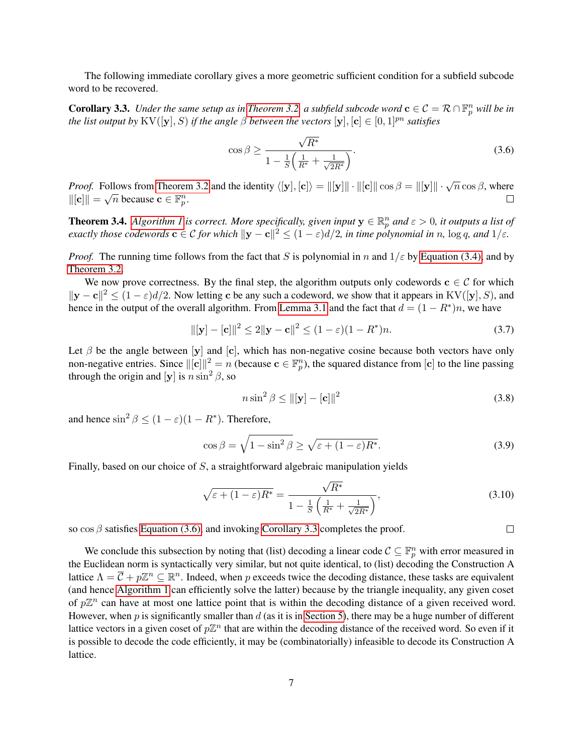The following immediate corollary gives a more geometric sufficient condition for a subfield subcode word to be recovered.

**Corollary 3.3.** *Under the same setup as in Theorem 3.2, a subfield subcode word* $\mathbf{c} \in \mathcal{C} = \mathcal{R} \cap \mathbb{F}_p^n$ *will be in the list output by* $\mathrm{KV}([\mathbf{y}], S)$ *if the angle* $\beta$ *between the vectors* $[\mathbf{y}], [\mathbf{c}] \in [0,1]^{pn}$ *satisfies*

$$\cos\beta \geq \frac{\sqrt{R^*}}{1 - \frac{1}{S}\left(\frac{1}{R^*} + \frac{1}{\sqrt{2R^*}}\right)}. \tag{3.6}$$

*Proof.* Follows from Theorem 3.2 and the identity $\langle [\mathbf{y}], [\mathbf{c}] \rangle = \|[\mathbf{y}]\| \cdot \|[\mathbf{c}]\| \cos\beta = \|[\mathbf{y}]\| \cdot \sqrt{n} \cos\beta$, where $\|[\mathbf{c}]\| = \sqrt{n}$ because $\mathbf{c} \in \mathbb{F}_p^n$. $\square$

**Theorem 3.4.** *Algorithm 1 is correct. More specifically, given input* $\mathbf{y} \in \mathbb{R}_p^n$ *and* $\varepsilon > 0$*, it outputs a list of exactly those codewords* $\mathbf{c} \in \mathcal{C}$ *for which* $\|\mathbf{y} - \mathbf{c}\|^2 \leq (1-\varepsilon)d/2$*, in time polynomial in* $n$*,* $\log q$*, and* $1/\varepsilon$*.*

*Proof.* The running time follows from the fact that $S$ is polynomial in $n$ and $1/\varepsilon$ by Equation (3.4), and by Theorem 3.2.

We now prove correctness. By the final step, the algorithm outputs only codewords $\mathbf{c} \in \mathcal{C}$ for which $\|\mathbf{y} - \mathbf{c}\|^2 \leq (1-\varepsilon)d/2$. Now letting $\mathbf{c}$ be any such a codeword, we show that it appears in $\mathrm{KV}([\mathbf{y}], S)$, and hence in the output of the overall algorithm. From Lemma 3.1 and the fact that $d = (1 - R^*)n$, we have

$$\|[\mathbf{y}] - [\mathbf{c}]\|^2 \leq 2\|\mathbf{y} - \mathbf{c}\|^2 \leq (1-\varepsilon)(1-R^*)n. \tag{3.7}$$

Let $\beta$ be the angle between $[\mathbf{y}]$ and $[\mathbf{c}]$, which has non-negative cosine because both vectors have only non-negative entries. Since $\|[\mathbf{c}]\|^2 = n$ (because $\mathbf{c} \in \mathbb{F}_p^n$), the squared distance from $[\mathbf{c}]$ to the line passing through the origin and $[\mathbf{y}]$ is $n \sin^2\beta$, so

$$n \sin^2\beta \leq \|[\mathbf{y}] - [\mathbf{c}]\|^2 \tag{3.8}$$

and hence $\sin^2\beta \leq (1-\varepsilon)(1-R^*)$. Therefore,

$$\cos\beta = \sqrt{1 - \sin^2\beta} \geq \sqrt{\varepsilon + (1-\varepsilon)R^*}. \tag{3.9}$$

Finally, based on our choice of $S$, a straightforward algebraic manipulation yields

$$\sqrt{\varepsilon + (1-\varepsilon)R^*} = \frac{\sqrt{R^*}}{1 - \frac{1}{S}\left(\frac{1}{R^*} + \frac{1}{\sqrt{2R^*}}\right)}, \tag{3.10}$$

so $\cos\beta$ satisfies Equation (3.6), and invoking Corollary 3.3 completes the proof. $\square$

We conclude this subsection by noting that (list) decoding a linear code $\mathcal{C} \subseteq \mathbb{F}_p^n$ with error measured in the Euclidean norm is syntactically very similar, but not quite identical, to (list) decoding the Construction A lattice $\Lambda = \overline{\mathcal{C}} + p\mathbb{Z}^n \subseteq \mathbb{R}^n$. Indeed, when $p$ exceeds twice the decoding distance, these tasks are equivalent (and hence Algorithm 1 can efficiently solve the latter) because by the triangle inequality, any given coset of $p\mathbb{Z}^n$ can have at most one lattice point that is within the decoding distance of a given received word. However, when $p$ is significantly smaller than $d$ (as it is in Section 5), there may be a huge number of different lattice vectors in a given coset of $p\mathbb{Z}^n$ that are within the decoding distance of the received word. So even if it is possible to decode the code efficiently, it may be (combinatorially) infeasible to decode its Construction A lattice.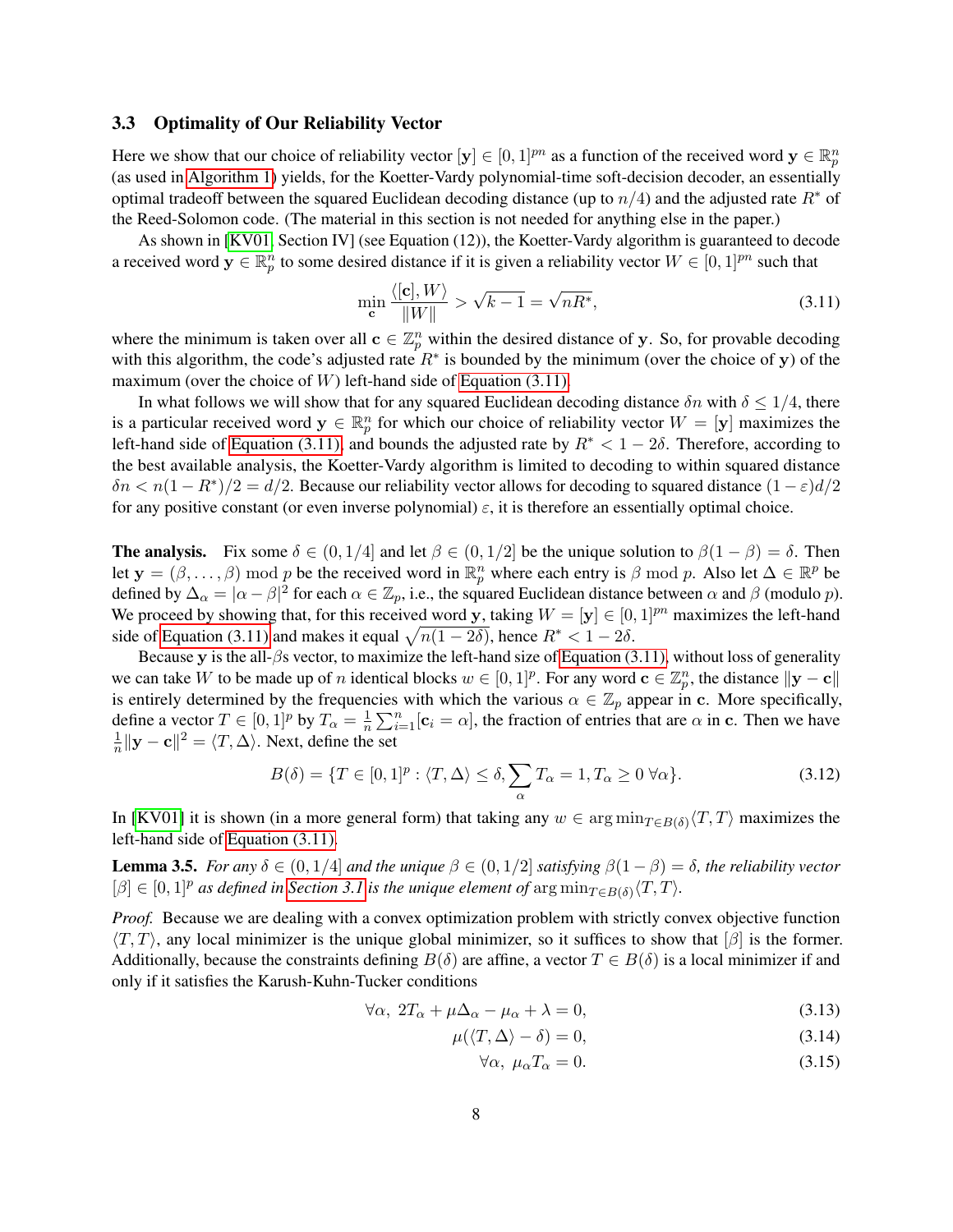### 3.3 Optimality of Our Reliability Vector

Here we show that our choice of reliability vector $[\mathbf{y}] \in [0,1]^{pn}$ as a function of the received word $\mathbf{y} \in \mathbb{R}_p^n$ (as used in Algorithm 1) yields, for the Koetter-Vardy polynomial-time soft-decision decoder, an essentially optimal tradeoff between the squared Euclidean decoding distance (up to $n/4$) and the adjusted rate $R^*$ of the Reed-Solomon code. (The material in this section is not needed for anything else in the paper.)

As shown in [KV01, Section IV] (see Equation (12)), the Koetter-Vardy algorithm is guaranteed to decode a received word $\mathbf{y} \in \mathbb{R}_p^n$ to some desired distance if it is given a reliability vector $W \in [0,1]^{pn}$ such that

$$\min_{\mathbf{c}} \frac{\langle [\mathbf{c}], W \rangle}{\|W\|} > \sqrt{k-1} = \sqrt{nR^*}, \tag{3.11}$$

where the minimum is taken over all $\mathbf{c} \in \mathbb{Z}_p^n$ within the desired distance of $\mathbf{y}$. So, for provable decoding with this algorithm, the code's adjusted rate $R^*$ is bounded by the minimum (over the choice of $\mathbf{y}$) of the maximum (over the choice of $W$) left-hand side of Equation (3.11).

In what follows we will show that for any squared Euclidean decoding distance $\delta n$ with $\delta \leq 1/4$, there is a particular received word $\mathbf{y} \in \mathbb{R}_p^n$ for which our choice of reliability vector $W = [\mathbf{y}]$ maximizes the left-hand side of Equation (3.11), and bounds the adjusted rate by $R^* < 1 - 2\delta$. Therefore, according to the best available analysis, the Koetter-Vardy algorithm is limited to decoding to within squared distance $\delta n < n(1-R^*)/2 = d/2$. Because our reliability vector allows for decoding to squared distance $(1-\varepsilon)d/2$ for any positive constant (or even inverse polynomial) $\varepsilon$, it is therefore an essentially optimal choice.

**The analysis.** Fix some $\delta \in (0, 1/4]$ and let $\beta \in (0, 1/2]$ be the unique solution to $\beta(1-\beta) = \delta$. Then let $\mathbf{y} = (\beta, \ldots, \beta) \bmod p$ be the received word in $\mathbb{R}_p^n$ where each entry is $\beta \bmod p$. Also let $\Delta \in \mathbb{R}^p$ be defined by $\Delta_\alpha = |\alpha - \beta|^2$ for each $\alpha \in \mathbb{Z}_p$, i.e., the squared Euclidean distance between $\alpha$ and $\beta$ (modulo $p$). We proceed by showing that, for this received word $\mathbf{y}$, taking $W = [\mathbf{y}] \in [0,1]^{pn}$ maximizes the left-hand side of Equation (3.11) and makes it equal $\sqrt{n(1-2\delta)}$, hence $R^* < 1 - 2\delta$.

Because $\mathbf{y}$ is the all-$\beta$s vector, to maximize the left-hand size of Equation (3.11), without loss of generality we can take $W$ to be made up of $n$ identical blocks $w \in [0,1]^p$. For any word $\mathbf{c} \in \mathbb{Z}_p^n$, the distance $\|\mathbf{y} - \mathbf{c}\|$ is entirely determined by the frequencies with which the various $\alpha \in \mathbb{Z}_p$ appear in $\mathbf{c}$. More specifically, define a vector $T \in [0,1]^p$ by $T_\alpha = \frac{1}{n}\sum_{i=1}^n [\mathbf{c}_i = \alpha]$, the fraction of entries that are $\alpha$ in $\mathbf{c}$. Then we have $\frac{1}{n}\|\mathbf{y} - \mathbf{c}\|^2 = \langle T, \Delta \rangle$. Next, define the set

$$B(\delta) = \{T \in [0,1]^p : \langle T, \Delta \rangle \leq \delta, \sum_\alpha T_\alpha = 1, T_\alpha \geq 0 \; \forall \alpha\}. \tag{3.12}$$

In [KV01] it is shown (in a more general form) that taking any $w \in \arg\min_{T \in B(\delta)} \langle T, T \rangle$ maximizes the left-hand side of Equation (3.11).

**Lemma 3.5.** *For any $\delta \in (0, 1/4]$ and the unique $\beta \in (0, 1/2]$ satisfying $\beta(1-\beta) = \delta$, the reliability vector $[\beta] \in [0,1]^p$ as defined in Section 3.1 is the unique element of $\arg\min_{T \in B(\delta)} \langle T, T \rangle$.*

*Proof.* Because we are dealing with a convex optimization problem with strictly convex objective function $\langle T, T \rangle$, any local minimizer is the unique global minimizer, so it suffices to show that $[\beta]$ is the former. Additionally, because the constraints defining $B(\delta)$ are affine, a vector $T \in B(\delta)$ is a local minimizer if and only if it satisfies the Karush-Kuhn-Tucker conditions

$$\forall \alpha, \; 2T_\alpha + \mu \Delta_\alpha - \mu_\alpha + \lambda = 0, \tag{3.13}$$

$$\mu(\langle T, \Delta \rangle - \delta) = 0, \tag{3.14}$$

$$\forall \alpha, \; \mu_\alpha T_\alpha = 0. \tag{3.15}$$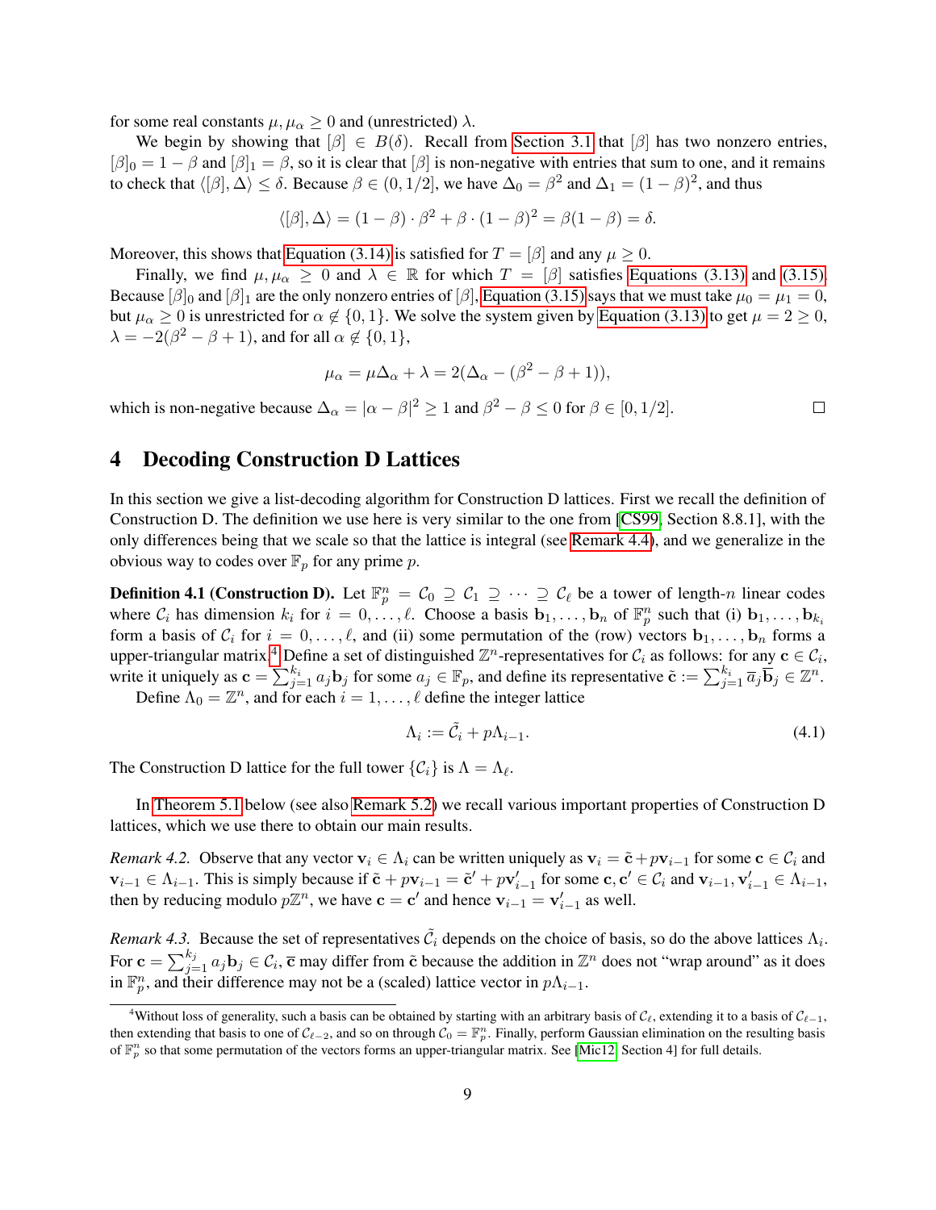for some real constants $\mu, \mu_\alpha \geq 0$ and (unrestricted) $\lambda$.

We begin by showing that $[\beta] \in B(\delta)$. Recall from Section 3.1 that $[\beta]$ has two nonzero entries, $[\beta]_0 = 1 - \beta$ and $[\beta]_1 = \beta$, so it is clear that $[\beta]$ is non-negative with entries that sum to one, and it remains to check that $\langle [\beta], \Delta \rangle \leq \delta$. Because $\beta \in (0, 1/2]$, we have $\Delta_0 = \beta^2$ and $\Delta_1 = (1-\beta)^2$, and thus

$$\langle [\beta], \Delta \rangle = (1-\beta) \cdot \beta^2 + \beta \cdot (1-\beta)^2 = \beta(1-\beta) = \delta.$$

Moreover, this shows that Equation (3.14) is satisfied for $T = [\beta]$ and any $\mu \geq 0$.

Finally, we find $\mu, \mu_\alpha \geq 0$ and $\lambda \in \mathbb{R}$ for which $T = [\beta]$ satisfies Equations (3.13) and (3.15). Because $[\beta]_0$ and $[\beta]_1$ are the only nonzero entries of $[\beta]$, Equation (3.15) says that we must take $\mu_0 = \mu_1 = 0$, but $\mu_\alpha \geq 0$ is unrestricted for $\alpha \notin \{0, 1\}$. We solve the system given by Equation (3.13) to get $\mu = 2 \geq 0$, $\lambda = -2(\beta^2 - \beta + 1)$, and for all $\alpha \notin \{0, 1\}$,

$$\mu_\alpha = \mu \Delta_\alpha + \lambda = 2(\Delta_\alpha - (\beta^2 - \beta + 1)),$$

which is non-negative because $\Delta_\alpha = |\alpha - \beta|^2 \geq 1$ and $\beta^2 - \beta \leq 0$ for $\beta \in [0, 1/2]$. □

# 4 Decoding Construction D Lattices

In this section we give a list-decoding algorithm for Construction D lattices. First we recall the definition of Construction D. The definition we use here is very similar to the one from [CS99, Section 8.8.1], with the only differences being that we scale so that the lattice is integral (see Remark 4.4), and we generalize in the obvious way to codes over $\mathbb{F}_p$ for any prime $p$.

**Definition 4.1 (Construction D).** Let $\mathbb{F}_p^n = \mathcal{C}_0 \supseteq \mathcal{C}_1 \supseteq \cdots \supseteq \mathcal{C}_\ell$ be a tower of length-$n$ linear codes where $\mathcal{C}_i$ has dimension $k_i$ for $i = 0, \ldots, \ell$. Choose a basis $\mathbf{b}_1, \ldots, \mathbf{b}_n$ of $\mathbb{F}_p^n$ such that (i) $\mathbf{b}_1, \ldots, \mathbf{b}_{k_i}$ form a basis of $\mathcal{C}_i$ for $i = 0, \ldots, \ell$, and (ii) some permutation of the (row) vectors $\mathbf{b}_1, \ldots, \mathbf{b}_n$ forms a upper-triangular matrix.[4] Define a set of distinguished $\mathbb{Z}^n$-representatives for $\mathcal{C}_i$ as follows: for any $\mathbf{c} \in \mathcal{C}_i$, write it uniquely as $\mathbf{c} = \sum_{j=1}^{k_i} a_j \mathbf{b}_j$ for some $a_j \in \mathbb{F}_p$, and define its representative $\tilde{\mathbf{c}} := \sum_{j=1}^{k_i} \overline{a}_j \overline{\mathbf{b}}_j \in \mathbb{Z}^n$.

Define $\Lambda_0 = \mathbb{Z}^n$, and for each $i = 1, \ldots, \ell$ define the integer lattice

$$\Lambda_i := \tilde{\mathcal{C}}_i + p\Lambda_{i-1}. \tag{4.1}$$

The Construction D lattice for the full tower $\{\mathcal{C}_i\}$ is $\Lambda = \Lambda_\ell$.

In Theorem 5.1 below (see also Remark 5.2) we recall various important properties of Construction D lattices, which we use there to obtain our main results.

*Remark 4.2.* Observe that any vector $\mathbf{v}_i \in \Lambda_i$ can be written uniquely as $\mathbf{v}_i = \tilde{\mathbf{c}} + p\mathbf{v}_{i-1}$ for some $\mathbf{c} \in \mathcal{C}_i$ and $\mathbf{v}_{i-1} \in \Lambda_{i-1}$. This is simply because if $\tilde{\mathbf{c}} + p\mathbf{v}_{i-1} = \tilde{\mathbf{c}}' + p\mathbf{v}'_{i-1}$ for some $\mathbf{c}, \mathbf{c}' \in \mathcal{C}_i$ and $\mathbf{v}_{i-1}, \mathbf{v}'_{i-1} \in \Lambda_{i-1}$, then by reducing modulo $p\mathbb{Z}^n$, we have $\mathbf{c} = \mathbf{c}'$ and hence $\mathbf{v}_{i-1} = \mathbf{v}'_{i-1}$ as well.

*Remark 4.3.* Because the set of representatives $\tilde{\mathcal{C}}_i$ depends on the choice of basis, so do the above lattices $\Lambda_i$. For $\mathbf{c} = \sum_{j=1}^{k_j} a_j \mathbf{b}_j \in \mathcal{C}_i$, $\overline{\mathbf{c}}$ may differ from $\tilde{\mathbf{c}}$ because the addition in $\mathbb{Z}^n$ does not "wrap around" as it does in $\mathbb{F}_p^n$, and their difference may not be a (scaled) lattice vector in $p\Lambda_{i-1}$.

[4] Without loss of generality, such a basis can be obtained by starting with an arbitrary basis of $\mathcal{C}_\ell$, extending it to a basis of $\mathcal{C}_{\ell-1}$, then extending that basis to one of $\mathcal{C}_{\ell-2}$, and so on through $\mathcal{C}_0 = \mathbb{F}_p^n$. Finally, perform Gaussian elimination on the resulting basis of $\mathbb{F}_p^n$ so that some permutation of the vectors forms an upper-triangular matrix. See [Mic12, Section 4] for full details.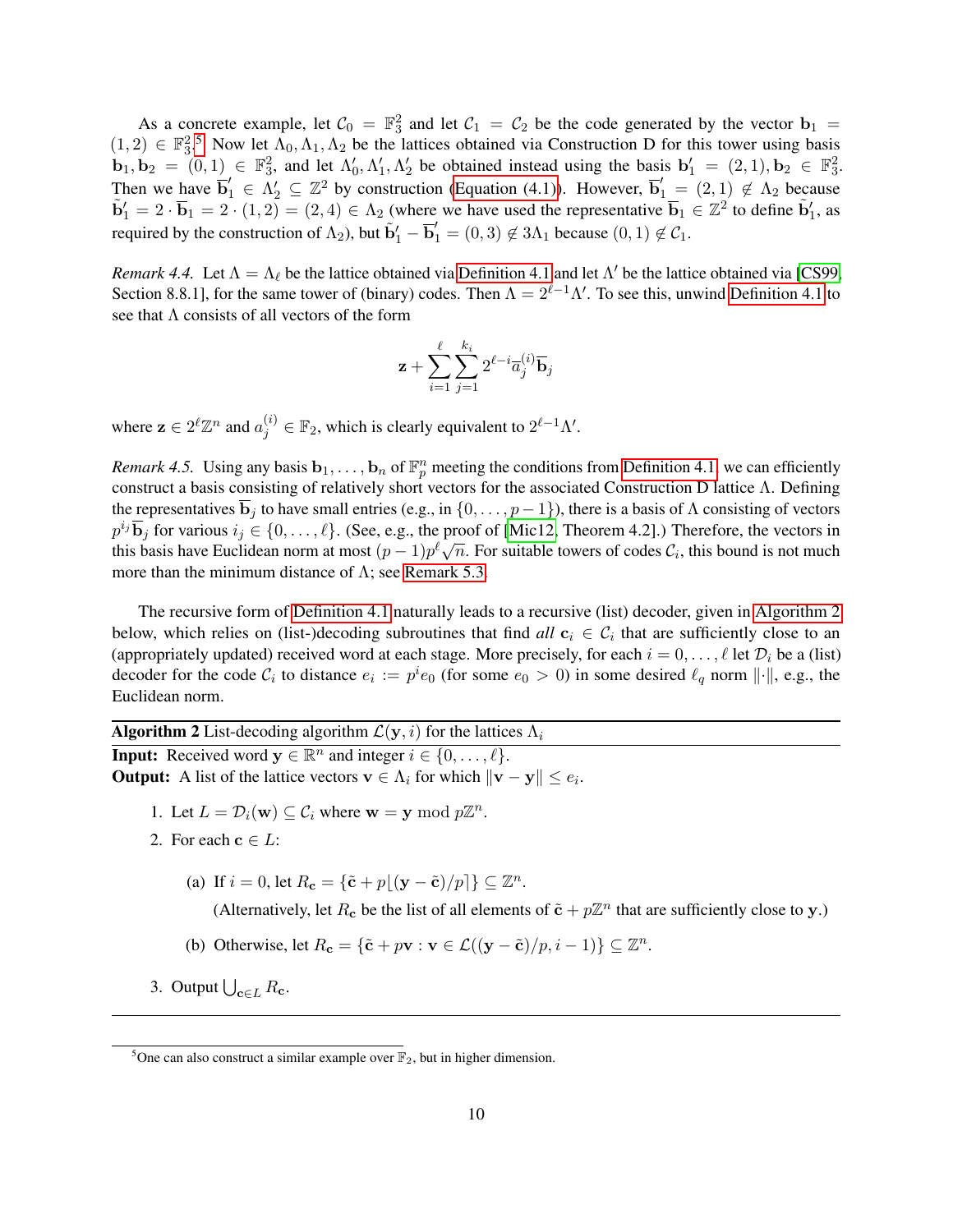As a concrete example, let $\mathcal{C}_0 = \mathbb{F}_3^2$ and let $\mathcal{C}_1 = \mathcal{C}_2$ be the code generated by the vector $\mathbf{b}_1 = (1,2) \in \mathbb{F}_3^2$.[5] Now let $\Lambda_0, \Lambda_1, \Lambda_2$ be the lattices obtained via Construction D for this tower using basis $\mathbf{b}_1, \mathbf{b}_2 = (0,1) \in \mathbb{F}_3^2$, and let $\Lambda_0', \Lambda_1', \Lambda_2'$ be obtained instead using the basis $\mathbf{b}_1' = (2,1), \mathbf{b}_2 \in \mathbb{F}_3^2$. Then we have $\overline{\mathbf{b}}_1' \in \Lambda_2' \subseteq \mathbb{Z}^2$ by construction (Equation (4.1)). However, $\overline{\mathbf{b}}_1' = (2,1) \notin \Lambda_2$ because $\tilde{\mathbf{b}}_1' = 2 \cdot \overline{\mathbf{b}}_1 = 2 \cdot (1,2) = (2,4) \in \Lambda_2$ (where we have used the representative $\overline{\mathbf{b}}_1 \in \mathbb{Z}^2$ to define $\tilde{\mathbf{b}}_1'$, as required by the construction of $\Lambda_2$), but $\tilde{\mathbf{b}}_1' - \overline{\mathbf{b}}_1' = (0,3) \notin 3\Lambda_1$ because $(0,1) \notin \mathcal{C}_1$.

*Remark 4.4.* Let $\Lambda = \Lambda_\ell$ be the lattice obtained via Definition 4.1 and let $\Lambda'$ be the lattice obtained via [CS99, Section 8.8.1], for the same tower of (binary) codes. Then $\Lambda = 2^{\ell-1}\Lambda'$. To see this, unwind Definition 4.1 to see that $\Lambda$ consists of all vectors of the form

$$\mathbf{z} + \sum_{i=1}^{\ell} \sum_{j=1}^{k_i} 2^{\ell-i} a_j^{(i)} \overline{\mathbf{b}}_j$$

where $\mathbf{z} \in 2^\ell \mathbb{Z}^n$ and $a_j^{(i)} \in \mathbb{F}_2$, which is clearly equivalent to $2^{\ell-1}\Lambda'$.

*Remark 4.5.* Using any basis $\mathbf{b}_1, \ldots, \mathbf{b}_n$ of $\mathbb{F}_p^n$ meeting the conditions from Definition 4.1, we can efficiently construct a basis consisting of relatively short vectors for the associated Construction D lattice $\Lambda$. Defining the representatives $\overline{\mathbf{b}}_j$ to have small entries (e.g., in $\{0, \ldots, p-1\}$), there is a basis of $\Lambda$ consisting of vectors $p^{i_j}\overline{\mathbf{b}}_j$ for various $i_j \in \{0, \ldots, \ell\}$. (See, e.g., the proof of [Mic12, Theorem 4.2].) Therefore, the vectors in this basis have Euclidean norm at most $(p-1)p^\ell\sqrt{n}$. For suitable towers of codes $\mathcal{C}_i$, this bound is not much more than the minimum distance of $\Lambda$; see Remark 5.3.

The recursive form of Definition 4.1 naturally leads to a recursive (list) decoder, given in Algorithm 2 below, which relies on (list-)decoding subroutines that find *all* $\mathbf{c}_i \in \mathcal{C}_i$ that are sufficiently close to an (appropriately updated) received word at each stage. More precisely, for each $i = 0, \ldots, \ell$ let $\mathcal{D}_i$ be a (list) decoder for the code $\mathcal{C}_i$ to distance $e_i := p^i e_0$ (for some $e_0 > 0$) in some desired $\ell_q$ norm $\|\cdot\|$, e.g., the Euclidean norm.

**Algorithm 2** List-decoding algorithm $\mathcal{L}(\mathbf{y}, i)$ for the lattices $\Lambda_i$

**Input:** Received word $\mathbf{y} \in \mathbb{R}^n$ and integer $i \in \{0, \ldots, \ell\}$.
**Output:** A list of the lattice vectors $\mathbf{v} \in \Lambda_i$ for which $\|\mathbf{v} - \mathbf{y}\| \leq e_i$.

1. Let $L = \mathcal{D}_i(\mathbf{w}) \subseteq \mathcal{C}_i$ where $\mathbf{w} = \mathbf{y} \bmod p\mathbb{Z}^n$.
2. For each $\mathbf{c} \in L$:
   (a) If $i = 0$, let $R_\mathbf{c} = \{\tilde{\mathbf{c}} + p\lfloor(\mathbf{y} - \tilde{\mathbf{c}})/p\rceil\} \subseteq \mathbb{Z}^n$.
   (Alternatively, let $R_\mathbf{c}$ be the list of all elements of $\tilde{\mathbf{c}} + p\mathbb{Z}^n$ that are sufficiently close to $\mathbf{y}$.)
   (b) Otherwise, let $R_\mathbf{c} = \{\tilde{\mathbf{c}} + p\mathbf{v} : \mathbf{v} \in \mathcal{L}((\mathbf{y} - \tilde{\mathbf{c}})/p, i-1)\} \subseteq \mathbb{Z}^n$.
3. Output $\bigcup_{\mathbf{c} \in L} R_\mathbf{c}$.

---

[5] One can also construct a similar example over $\mathbb{F}_2$, but in higher dimension.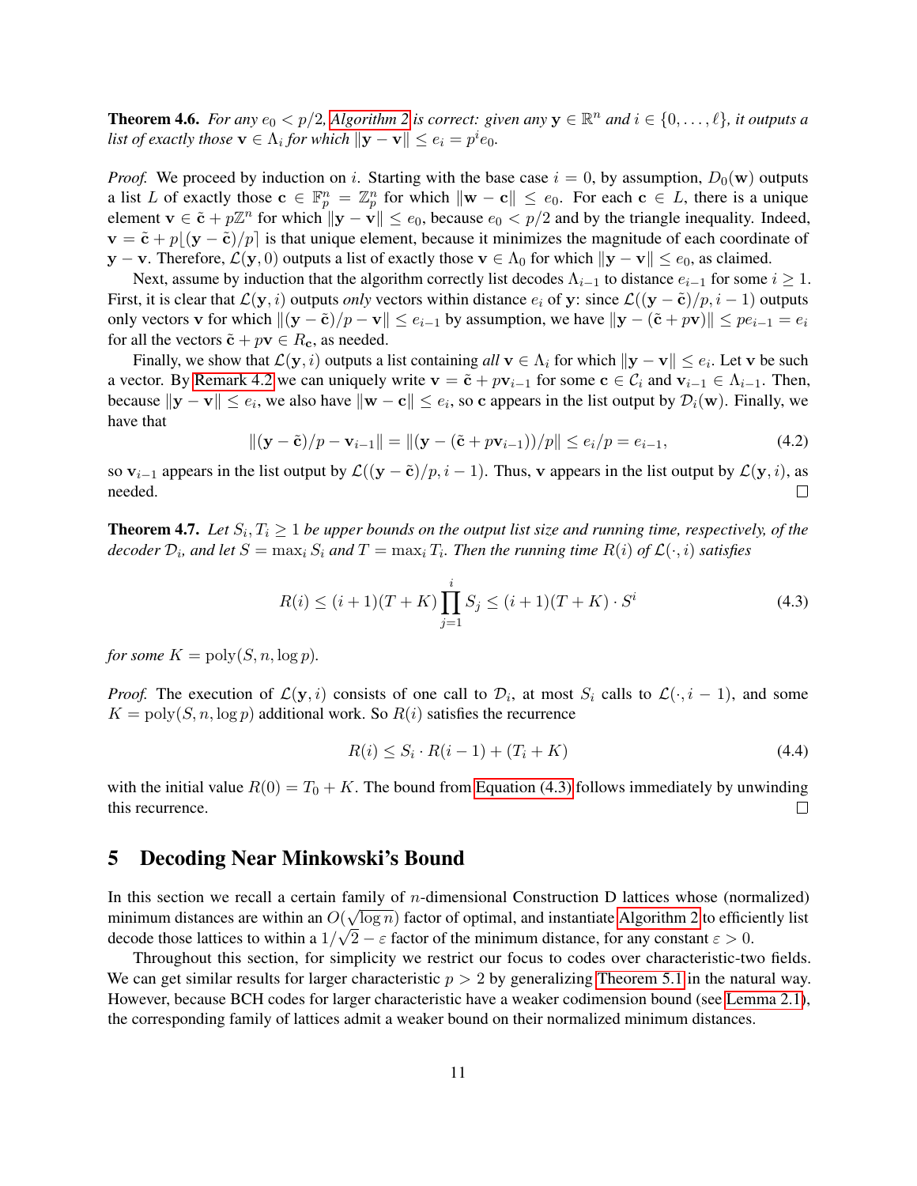**Theorem 4.6.** *For any $e_0 < p/2$, Algorithm 2 is correct: given any $\mathbf{y} \in \mathbb{R}^n$ and $i \in \{0, \ldots, \ell\}$, it outputs a list of exactly those $\mathbf{v} \in \Lambda_i$ for which $\|\mathbf{y} - \mathbf{v}\| \leq e_i = p^i e_0$.*

*Proof.* We proceed by induction on $i$. Starting with the base case $i = 0$, by assumption, $D_0(\mathbf{w})$ outputs a list $L$ of exactly those $\mathbf{c} \in \mathbb{F}_p^n = \mathbb{Z}_p^n$ for which $\|\mathbf{w} - \mathbf{c}\| \leq e_0$. For each $\mathbf{c} \in L$, there is a unique element $\mathbf{v} \in \tilde{\mathbf{c}} + p\mathbb{Z}^n$ for which $\|\mathbf{y} - \mathbf{v}\| \leq e_0$, because $e_0 < p/2$ and by the triangle inequality. Indeed, $\mathbf{v} = \tilde{\mathbf{c}} + p\lfloor (\mathbf{y} - \tilde{\mathbf{c}})/p \rceil$ is that unique element, because it minimizes the magnitude of each coordinate of $\mathbf{y} - \mathbf{v}$. Therefore, $\mathcal{L}(\mathbf{y}, 0)$ outputs a list of exactly those $\mathbf{v} \in \Lambda_0$ for which $\|\mathbf{y} - \mathbf{v}\| \leq e_0$, as claimed.

Next, assume by induction that the algorithm correctly list decodes $\Lambda_{i-1}$ to distance $e_{i-1}$ for some $i \geq 1$. First, it is clear that $\mathcal{L}(\mathbf{y}, i)$ outputs *only* vectors within distance $e_i$ of $\mathbf{y}$: since $\mathcal{L}((\mathbf{y} - \tilde{\mathbf{c}})/p, i-1)$ outputs only vectors $\mathbf{v}$ for which $\|(\mathbf{y} - \tilde{\mathbf{c}})/p - \mathbf{v}\| \leq e_{i-1}$ by assumption, we have $\|\mathbf{y} - (\tilde{\mathbf{c}} + p\mathbf{v})\| \leq p e_{i-1} = e_i$ for all the vectors $\tilde{\mathbf{c}} + p\mathbf{v} \in R_{\mathbf{c}}$, as needed.

Finally, we show that $\mathcal{L}(\mathbf{y}, i)$ outputs a list containing *all* $\mathbf{v} \in \Lambda_i$ for which $\|\mathbf{y} - \mathbf{v}\| \leq e_i$. Let $\mathbf{v}$ be such a vector. By Remark 4.2 we can uniquely write $\mathbf{v} = \tilde{\mathbf{c}} + p\mathbf{v}_{i-1}$ for some $\mathbf{c} \in \mathcal{C}_i$ and $\mathbf{v}_{i-1} \in \Lambda_{i-1}$. Then, because $\|\mathbf{y} - \mathbf{v}\| \leq e_i$, we also have $\|\mathbf{w} - \mathbf{c}\| \leq e_i$, so $\mathbf{c}$ appears in the list output by $\mathcal{D}_i(\mathbf{w})$. Finally, we have that

$$\|(\mathbf{y} - \tilde{\mathbf{c}})/p - \mathbf{v}_{i-1}\| = \|(\mathbf{y} - (\tilde{\mathbf{c}} + p\mathbf{v}_{i-1}))/p\| \leq e_i/p = e_{i-1}, \tag{4.2}$$

so $\mathbf{v}_{i-1}$ appears in the list output by $\mathcal{L}((\mathbf{y} - \tilde{\mathbf{c}})/p, i-1)$. Thus, $\mathbf{v}$ appears in the list output by $\mathcal{L}(\mathbf{y}, i)$, as needed. $\square$

**Theorem 4.7.** *Let $S_i, T_i \geq 1$ be upper bounds on the output list size and running time, respectively, of the decoder $\mathcal{D}_i$, and let $S = \max_i S_i$ and $T = \max_i T_i$. Then the running time $R(i)$ of $\mathcal{L}(\cdot, i)$ satisfies*

$$R(i) \leq (i+1)(T+K)\prod_{j=1}^{i} S_j \leq (i+1)(T+K) \cdot S^i \tag{4.3}$$

*for some $K = \mathrm{poly}(S, n, \log p)$.*

*Proof.* The execution of $\mathcal{L}(\mathbf{y}, i)$ consists of one call to $\mathcal{D}_i$, at most $S_i$ calls to $\mathcal{L}(\cdot, i-1)$, and some $K = \mathrm{poly}(S, n, \log p)$ additional work. So $R(i)$ satisfies the recurrence

$$R(i) \leq S_i \cdot R(i-1) + (T_i + K) \tag{4.4}$$

with the initial value $R(0) = T_0 + K$. The bound from Equation (4.3) follows immediately by unwinding this recurrence. $\square$

## 5 Decoding Near Minkowski's Bound

In this section we recall a certain family of $n$-dimensional Construction D lattices whose (normalized) minimum distances are within an $O(\sqrt{\log n})$ factor of optimal, and instantiate Algorithm 2 to efficiently list decode those lattices to within a $1/\sqrt{2} - \varepsilon$ factor of the minimum distance, for any constant $\varepsilon > 0$.

Throughout this section, for simplicity we restrict our focus to codes over characteristic-two fields. We can get similar results for larger characteristic $p > 2$ by generalizing Theorem 5.1 in the natural way. However, because BCH codes for larger characteristic have a weaker codimension bound (see Lemma 2.1), the corresponding family of lattices admit a weaker bound on their normalized minimum distances.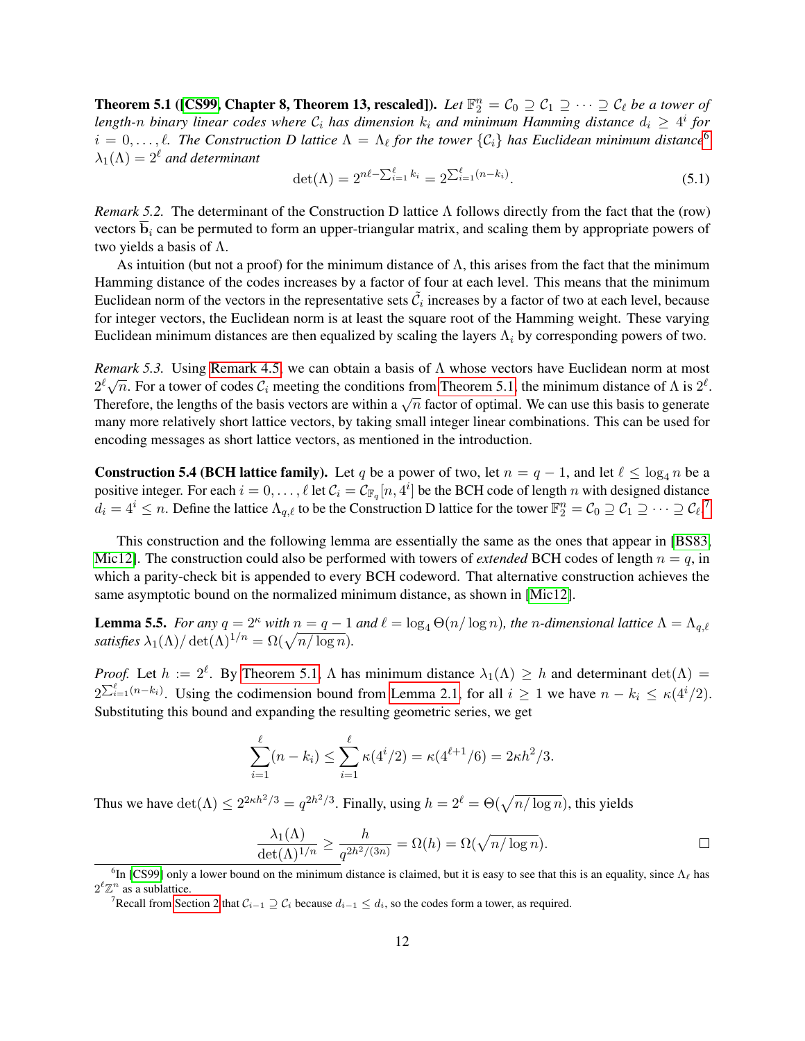**Theorem 5.1 ([CS99, Chapter 8, Theorem 13, rescaled]).** *Let $\mathbb{F}_2^n = \mathcal{C}_0 \supseteq \mathcal{C}_1 \supseteq \cdots \supseteq \mathcal{C}_\ell$ be a tower of length-$n$ binary linear codes where $\mathcal{C}_i$ has dimension $k_i$ and minimum Hamming distance $d_i \geq 4^i$ for $i = 0, \ldots, \ell$. The Construction D lattice $\Lambda = \Lambda_\ell$ for the tower $\{\mathcal{C}_i\}$ has Euclidean minimum distance[6] $\lambda_1(\Lambda) = 2^\ell$ and determinant*

$$\det(\Lambda) = 2^{n\ell - \sum_{i=1}^{\ell} k_i} = 2^{\sum_{i=1}^{\ell}(n-k_i)}. \tag{5.1}$$

*Remark 5.2.* The determinant of the Construction D lattice $\Lambda$ follows directly from the fact that the (row) vectors $\overline{\mathbf{b}}_i$ can be permuted to form an upper-triangular matrix, and scaling them by appropriate powers of two yields a basis of $\Lambda$.

As intuition (but not a proof) for the minimum distance of $\Lambda$, this arises from the fact that the minimum Hamming distance of the codes increases by a factor of four at each level. This means that the minimum Euclidean norm of the vectors in the representative sets $\vec{\mathcal{C}}_i$ increases by a factor of two at each level, because for integer vectors, the Euclidean norm is at least the square root of the Hamming weight. These varying Euclidean minimum distances are then equalized by scaling the layers $\Lambda_i$ by corresponding powers of two.

*Remark 5.3.* Using Remark 4.5, we can obtain a basis of $\Lambda$ whose vectors have Euclidean norm at most $2^\ell\sqrt{n}$. For a tower of codes $\mathcal{C}_i$ meeting the conditions from Theorem 5.1, the minimum distance of $\Lambda$ is $2^\ell$. Therefore, the lengths of the basis vectors are within a $\sqrt{n}$ factor of optimal. We can use this basis to generate many more relatively short lattice vectors, by taking small integer linear combinations. This can be used for encoding messages as short lattice vectors, as mentioned in the introduction.

**Construction 5.4 (BCH lattice family).** Let $q$ be a power of two, let $n = q-1$, and let $\ell \leq \log_4 n$ be a positive integer. For each $i = 0, \ldots, \ell$ let $\mathcal{C}_i = \mathcal{C}_{\mathbb{F}_q}[n, 4^i]$ be the BCH code of length $n$ with designed distance $d_i = 4^i \leq n$. Define the lattice $\Lambda_{q,\ell}$ to be the Construction D lattice for the tower $\mathbb{F}_2^n = \mathcal{C}_0 \supseteq \mathcal{C}_1 \supseteq \cdots \supseteq \mathcal{C}_\ell$.[7]

This construction and the following lemma are essentially the same as the ones that appear in [BS83, Mic12]. The construction could also be performed with towers of *extended* BCH codes of length $n = q$, in which a parity-check bit is appended to every BCH codeword. That alternative construction achieves the same asymptotic bound on the normalized minimum distance, as shown in [Mic12].

**Lemma 5.5.** *For any $q = 2^\kappa$ with $n = q - 1$ and $\ell = \log_4 \Theta(n/\log n)$, the $n$-dimensional lattice $\Lambda = \Lambda_{q,\ell}$ satisfies $\lambda_1(\Lambda)/\det(\Lambda)^{1/n} = \Omega(\sqrt{n/\log n})$.*

*Proof.* Let $h := 2^\ell$. By Theorem 5.1, $\Lambda$ has minimum distance $\lambda_1(\Lambda) \geq h$ and determinant $\det(\Lambda) = 2^{\sum_{i=1}^{\ell}(n-k_i)}$. Using the codimension bound from Lemma 2.1, for all $i \geq 1$ we have $n - k_i \leq \kappa(4^i/2)$. Substituting this bound and expanding the resulting geometric series, we get

$$\sum_{i=1}^{\ell}(n-k_i) \leq \sum_{i=1}^{\ell} \kappa(4^i/2) = \kappa(4^{\ell+1}/6) = 2\kappa h^2/3.$$

Thus we have $\det(\Lambda) \leq 2^{2\kappa h^2/3} = q^{2h^2/3}$. Finally, using $h = 2^\ell = \Theta(\sqrt{n/\log n})$, this yields

$$\frac{\lambda_1(\Lambda)}{\det(\Lambda)^{1/n}} \geq \frac{h}{q^{2h^2/(3n)}} = \Omega(h) = \Omega(\sqrt{n/\log n}). \qquad \square$$

[6] In [CS99] only a lower bound on the minimum distance is claimed, but it is easy to see that this is an equality, since $\Lambda_\ell$ has $2^\ell\mathbb{Z}^n$ as a sublattice.

[7] Recall from Section 2 that $\mathcal{C}_{i-1} \supseteq \mathcal{C}_i$ because $d_{i-1} \leq d_i$, so the codes form a tower, as required.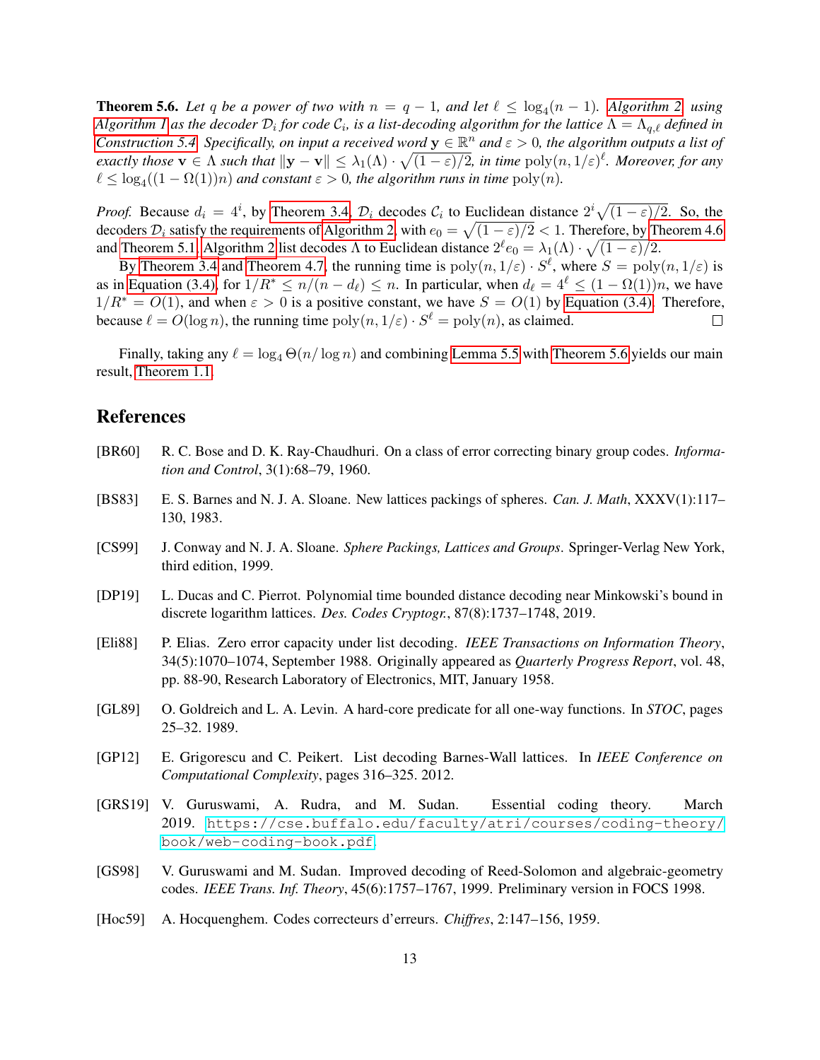**Theorem 5.6.** *Let $q$ be a power of two with $n = q - 1$, and let $\ell \leq \log_4(n-1)$. Algorithm 2, using Algorithm 1 as the decoder $\mathcal{D}_i$ for code $\mathcal{C}_i$, is a list-decoding algorithm for the lattice $\Lambda = \Lambda_{q,\ell}$ defined in Construction 5.4. Specifically, on input a received word $\mathbf{y} \in \mathbb{R}^n$ and $\varepsilon > 0$, the algorithm outputs a list of exactly those $\mathbf{v} \in \Lambda$ such that $\|\mathbf{y} - \mathbf{v}\| \leq \lambda_1(\Lambda) \cdot \sqrt{(1-\varepsilon)/2}$, in time $\mathrm{poly}(n, 1/\varepsilon)^\ell$. Moreover, for any $\ell \leq \log_4((1 - \Omega(1))n)$ and constant $\varepsilon > 0$, the algorithm runs in time $\mathrm{poly}(n)$.*

*Proof.* Because $d_i = 4^i$, by Theorem 3.4, $\mathcal{D}_i$ decodes $\mathcal{C}_i$ to Euclidean distance $2^i\sqrt{(1-\varepsilon)/2}$. So, the decoders $\mathcal{D}_i$ satisfy the requirements of Algorithm 2, with $e_0 = \sqrt{(1-\varepsilon)/2} < 1$. Therefore, by Theorem 4.6 and Theorem 5.1, Algorithm 2 list decodes $\Lambda$ to Euclidean distance $2^\ell e_0 = \lambda_1(\Lambda) \cdot \sqrt{(1-\varepsilon)/2}$.

By Theorem 3.4 and Theorem 4.7, the running time is $\mathrm{poly}(n, 1/\varepsilon) \cdot S^\ell$, where $S = \mathrm{poly}(n, 1/\varepsilon)$ is as in Equation (3.4), for $1/R^* \leq n/(n - d_\ell) \leq n$. In particular, when $d_\ell = 4^\ell \leq (1 - \Omega(1))n$, we have $1/R^* = O(1)$, and when $\varepsilon > 0$ is a positive constant, we have $S = O(1)$ by Equation (3.4). Therefore, because $\ell = O(\log n)$, the running time $\mathrm{poly}(n, 1/\varepsilon) \cdot S^\ell = \mathrm{poly}(n)$, as claimed. □

Finally, taking any $\ell = \log_4 \Theta(n/\log n)$ and combining Lemma 5.5 with Theorem 5.6 yields our main result, Theorem 1.1.

## References

[BR60] R. C. Bose and D. K. Ray-Chaudhuri. On a class of error correcting binary group codes. *Information and Control*, 3(1):68–79, 1960.

[BS83] E. S. Barnes and N. J. A. Sloane. New lattices packings of spheres. *Can. J. Math*, XXXV(1):117–130, 1983.

[CS99] J. Conway and N. J. A. Sloane. *Sphere Packings, Lattices and Groups*. Springer-Verlag New York, third edition, 1999.

[DP19] L. Ducas and C. Pierrot. Polynomial time bounded distance decoding near Minkowski's bound in discrete logarithm lattices. *Des. Codes Cryptogr.*, 87(8):1737–1748, 2019.

[Eli88] P. Elias. Zero error capacity under list decoding. *IEEE Transactions on Information Theory*, 34(5):1070–1074, September 1988. Originally appeared as *Quarterly Progress Report*, vol. 48, pp. 88-90, Research Laboratory of Electronics, MIT, January 1958.

[GL89] O. Goldreich and L. A. Levin. A hard-core predicate for all one-way functions. In *STOC*, pages 25–32. 1989.

[GP12] E. Grigorescu and C. Peikert. List decoding Barnes-Wall lattices. In *IEEE Conference on Computational Complexity*, pages 316–325. 2012.

[GRS19] V. Guruswami, A. Rudra, and M. Sudan. Essential coding theory. March 2019. https://cse.buffalo.edu/faculty/atri/courses/coding-theory/book/web-coding-book.pdf.

[GS98] V. Guruswami and M. Sudan. Improved decoding of Reed-Solomon and algebraic-geometry codes. *IEEE Trans. Inf. Theory*, 45(6):1757–1767, 1999. Preliminary version in FOCS 1998.

[Hoc59] A. Hocquenghem. Codes correcteurs d'erreurs. *Chiffres*, 2:147–156, 1959.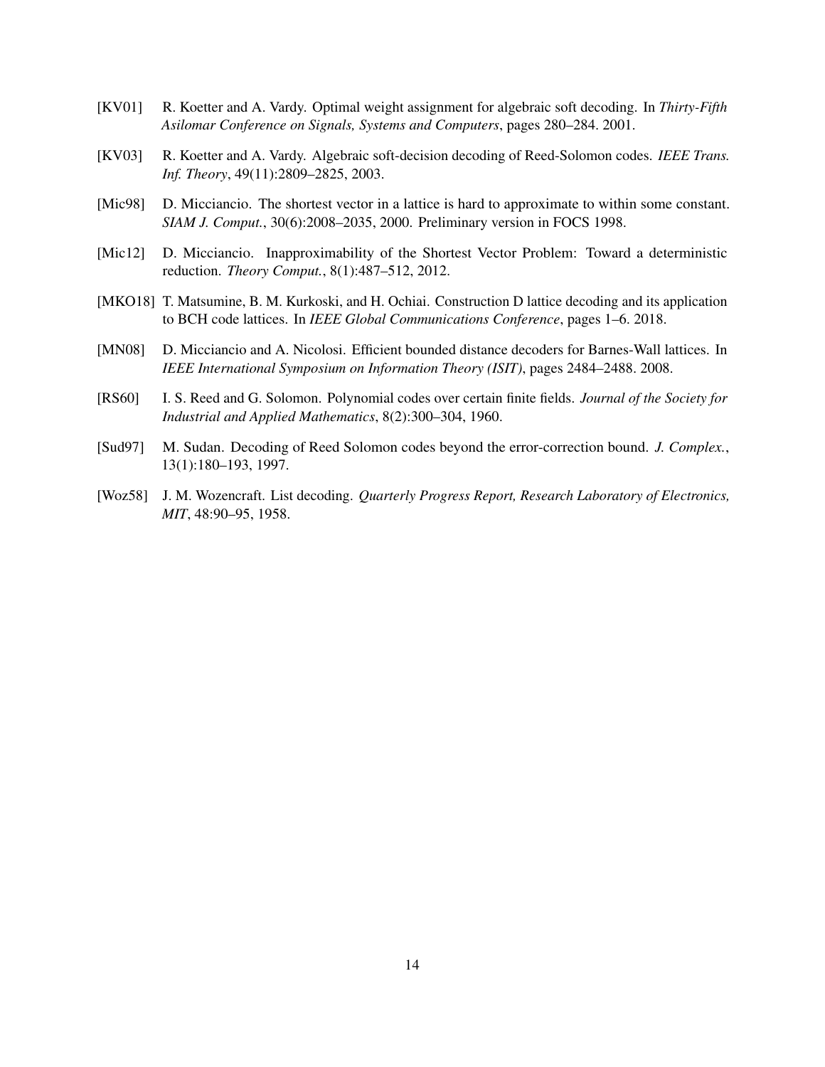[KV01] R. Koetter and A. Vardy. Optimal weight assignment for algebraic soft decoding. In *Thirty-Fifth Asilomar Conference on Signals, Systems and Computers*, pages 280–284. 2001.

[KV03] R. Koetter and A. Vardy. Algebraic soft-decision decoding of Reed-Solomon codes. *IEEE Trans. Inf. Theory*, 49(11):2809–2825, 2003.

[Mic98] D. Micciancio. The shortest vector in a lattice is hard to approximate to within some constant. *SIAM J. Comput.*, 30(6):2008–2035, 2000. Preliminary version in FOCS 1998.

[Mic12] D. Micciancio. Inapproximability of the Shortest Vector Problem: Toward a deterministic reduction. *Theory Comput.*, 8(1):487–512, 2012.

[MKO18] T. Matsumine, B. M. Kurkoski, and H. Ochiai. Construction D lattice decoding and its application to BCH code lattices. In *IEEE Global Communications Conference*, pages 1–6. 2018.

[MN08] D. Micciancio and A. Nicolosi. Efficient bounded distance decoders for Barnes-Wall lattices. In *IEEE International Symposium on Information Theory (ISIT)*, pages 2484–2488. 2008.

[RS60] I. S. Reed and G. Solomon. Polynomial codes over certain finite fields. *Journal of the Society for Industrial and Applied Mathematics*, 8(2):300–304, 1960.

[Sud97] M. Sudan. Decoding of Reed Solomon codes beyond the error-correction bound. *J. Complex.*, 13(1):180–193, 1997.

[Woz58] J. M. Wozencraft. List decoding. *Quarterly Progress Report, Research Laboratory of Electronics, MIT*, 48:90–95, 1958.